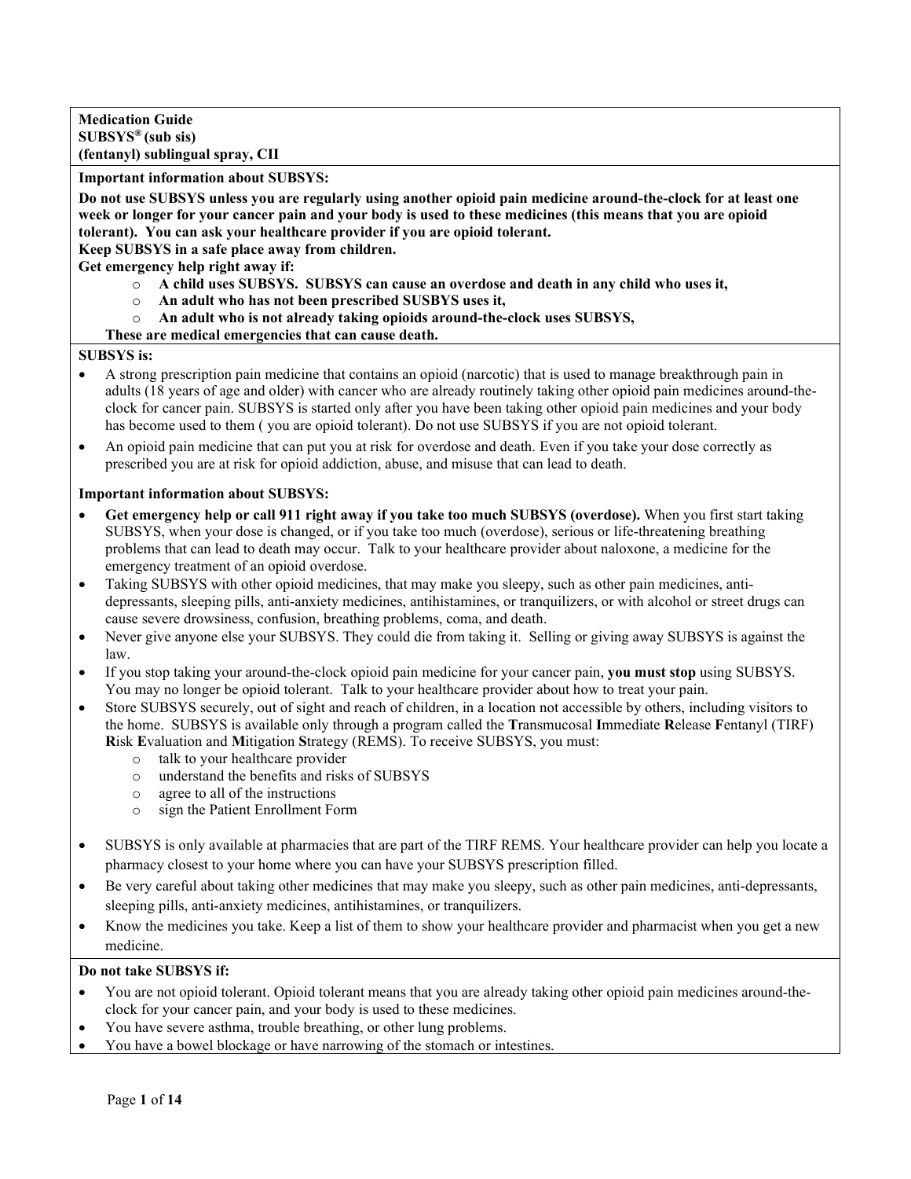**Medication Guide**
**SUBSYS® (sub sis)**
**(fentanyl) sublingual spray, CII**

**Important information about SUBSYS:**

**Do not use SUBSYS unless you are regularly using another opioid pain medicine around-the-clock for at least one week or longer for your cancer pain and your body is used to these medicines (this means that you are opioid tolerant). You can ask your healthcare provider if you are opioid tolerant.**

**Keep SUBSYS in a safe place away from children.**

**Get emergency help right away if:**

- **A child uses SUBSYS. SUBSYS can cause an overdose and death in any child who uses it,**
- **An adult who has not been prescribed SUSBYS uses it,**
- **An adult who is not already taking opioids around-the-clock uses SUBSYS,**

**These are medical emergencies that can cause death.**

**SUBSYS is:**

- A strong prescription pain medicine that contains an opioid (narcotic) that is used to manage breakthrough pain in adults (18 years of age and older) with cancer who are already routinely taking other opioid pain medicines around-the-clock for cancer pain. SUBSYS is started only after you have been taking other opioid pain medicines and your body has become used to them ( you are opioid tolerant). Do not use SUBSYS if you are not opioid tolerant.
- An opioid pain medicine that can put you at risk for overdose and death. Even if you take your dose correctly as prescribed you are at risk for opioid addiction, abuse, and misuse that can lead to death.

**Important information about SUBSYS:**

- **Get emergency help or call 911 right away if you take too much SUBSYS (overdose).** When you first start taking SUBSYS, when your dose is changed, or if you take too much (overdose), serious or life-threatening breathing problems that can lead to death may occur. Talk to your healthcare provider about naloxone, a medicine for the emergency treatment of an opioid overdose.
- Taking SUBSYS with other opioid medicines, that may make you sleepy, such as other pain medicines, anti-depressants, sleeping pills, anti-anxiety medicines, antihistamines, or tranquilizers, or with alcohol or street drugs can cause severe drowsiness, confusion, breathing problems, coma, and death.
- Never give anyone else your SUBSYS. They could die from taking it. Selling or giving away SUBSYS is against the law.
- If you stop taking your around-the-clock opioid pain medicine for your cancer pain, **you must stop** using SUBSYS. You may no longer be opioid tolerant. Talk to your healthcare provider about how to treat your pain.
- Store SUBSYS securely, out of sight and reach of children, in a location not accessible by others, including visitors to the home. SUBSYS is available only through a program called the **T**ransmucosal **I**mmediate **R**elease **F**entanyl (TIRF) **R**isk **E**valuation and **M**itigation **S**trategy (REMS). To receive SUBSYS, you must:
  - talk to your healthcare provider
  - understand the benefits and risks of SUBSYS
  - agree to all of the instructions
  - sign the Patient Enrollment Form
- SUBSYS is only available at pharmacies that are part of the TIRF REMS. Your healthcare provider can help you locate a pharmacy closest to your home where you can have your SUBSYS prescription filled.
- Be very careful about taking other medicines that may make you sleepy, such as other pain medicines, anti-depressants, sleeping pills, anti-anxiety medicines, antihistamines, or tranquilizers.
- Know the medicines you take. Keep a list of them to show your healthcare provider and pharmacist when you get a new medicine.

**Do not take SUBSYS if:**

- You are not opioid tolerant. Opioid tolerant means that you are already taking other opioid pain medicines around-the-clock for your cancer pain, and your body is used to these medicines.
- You have severe asthma, trouble breathing, or other lung problems.
- You have a bowel blockage or have narrowing of the stomach or intestines.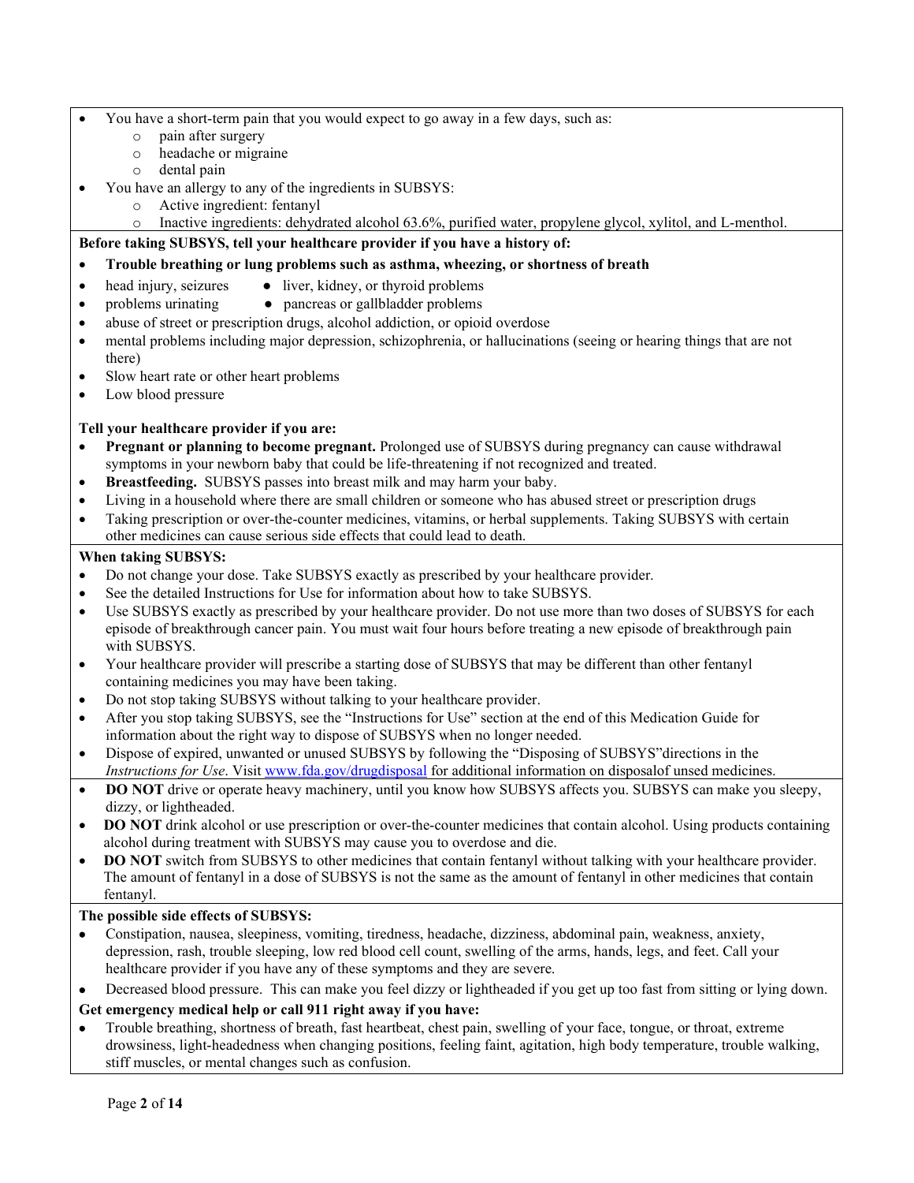- You have a short-term pain that you would expect to go away in a few days, such as:
    - pain after surgery
    - headache or migraine
    - dental pain
- You have an allergy to any of the ingredients in SUBSYS:
    - Active ingredient: fentanyl
    - Inactive ingredients: dehydrated alcohol 63.6%, purified water, propylene glycol, xylitol, and L-menthol.

**Before taking SUBSYS, tell your healthcare provider if you have a history of:**

- **Trouble breathing or lung problems such as asthma, wheezing, or shortness of breath**
- head injury, seizures
- liver, kidney, or thyroid problems
- problems urinating
- pancreas or gallbladder problems
- abuse of street or prescription drugs, alcohol addiction, or opioid overdose
- mental problems including major depression, schizophrenia, or hallucinations (seeing or hearing things that are not there)
- Slow heart rate or other heart problems
- Low blood pressure

**Tell your healthcare provider if you are:**

- **Pregnant or planning to become pregnant.** Prolonged use of SUBSYS during pregnancy can cause withdrawal symptoms in your newborn baby that could be life-threatening if not recognized and treated.
- **Breastfeeding.** SUBSYS passes into breast milk and may harm your baby.
- Living in a household where there are small children or someone who has abused street or prescription drugs
- Taking prescription or over-the-counter medicines, vitamins, or herbal supplements. Taking SUBSYS with certain other medicines can cause serious side effects that could lead to death.

**When taking SUBSYS:**

- Do not change your dose. Take SUBSYS exactly as prescribed by your healthcare provider.
- See the detailed Instructions for Use for information about how to take SUBSYS.
- Use SUBSYS exactly as prescribed by your healthcare provider. Do not use more than two doses of SUBSYS for each episode of breakthrough cancer pain. You must wait four hours before treating a new episode of breakthrough pain with SUBSYS.
- Your healthcare provider will prescribe a starting dose of SUBSYS that may be different than other fentanyl containing medicines you may have been taking.
- Do not stop taking SUBSYS without talking to your healthcare provider.
- After you stop taking SUBSYS, see the "Instructions for Use" section at the end of this Medication Guide for information about the right way to dispose of SUBSYS when no longer needed.
- Dispose of expired, unwanted or unused SUBSYS by following the "Disposing of SUBSYS"directions in the *Instructions for Use*. Visit www.fda.gov/drugdisposal for additional information on disposalof unsed medicines.

- **DO NOT** drive or operate heavy machinery, until you know how SUBSYS affects you. SUBSYS can make you sleepy, dizzy, or lightheaded.
- **DO NOT** drink alcohol or use prescription or over-the-counter medicines that contain alcohol. Using products containing alcohol during treatment with SUBSYS may cause you to overdose and die.
- **DO NOT** switch from SUBSYS to other medicines that contain fentanyl without talking with your healthcare provider. The amount of fentanyl in a dose of SUBSYS is not the same as the amount of fentanyl in other medicines that contain fentanyl.

**The possible side effects of SUBSYS:**

- Constipation, nausea, sleepiness, vomiting, tiredness, headache, dizziness, abdominal pain, weakness, anxiety, depression, rash, trouble sleeping, low red blood cell count, swelling of the arms, hands, legs, and feet. Call your healthcare provider if you have any of these symptoms and they are severe.
- Decreased blood pressure. This can make you feel dizzy or lightheaded if you get up too fast from sitting or lying down.

**Get emergency medical help or call 911 right away if you have:**

- Trouble breathing, shortness of breath, fast heartbeat, chest pain, swelling of your face, tongue, or throat, extreme drowsiness, light-headedness when changing positions, feeling faint, agitation, high body temperature, trouble walking, stiff muscles, or mental changes such as confusion.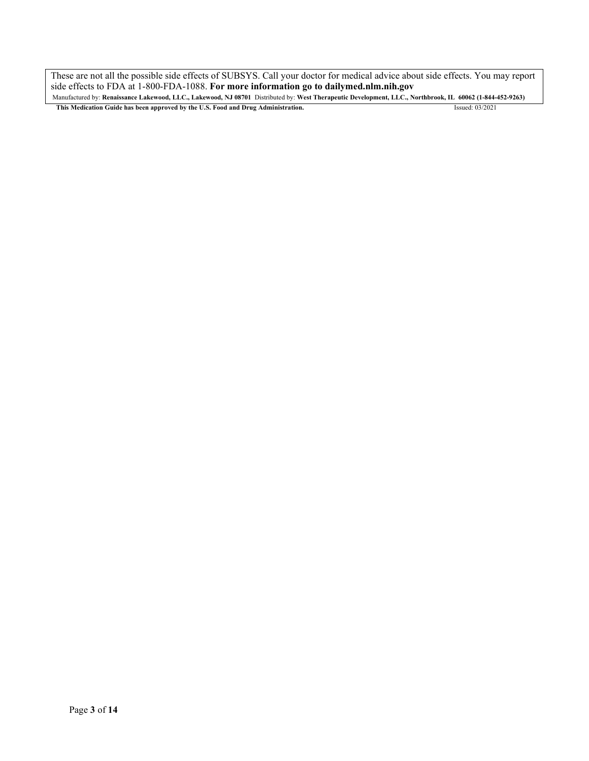These are not all the possible side effects of SUBSYS. Call your doctor for medical advice about side effects. You may report side effects to FDA at 1-800-FDA-1088. **For more information go to dailymed.nlm.nih.gov**

Manufactured by: **Renaissance Lakewood, LLC., Lakewood, NJ 08701** Distributed by: **West Therapeutic Development, LLC., Northbrook, IL 60062 (1-844-452-9263)**

**This Medication Guide has been approved by the U.S. Food and Drug Administration.** Issued: 03/2021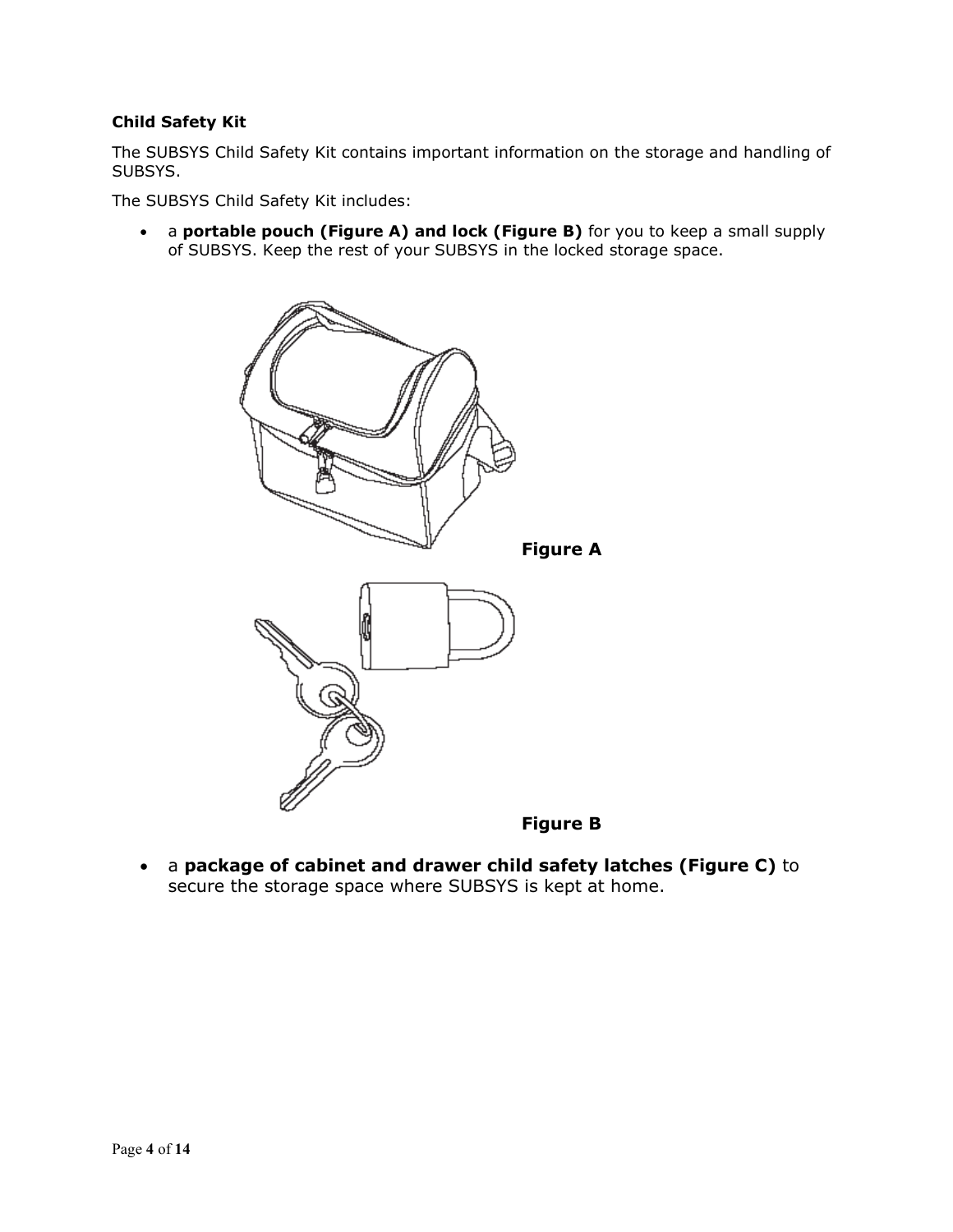**Child Safety Kit**

The SUBSYS Child Safety Kit contains important information on the storage and handling of SUBSYS.

The SUBSYS Child Safety Kit includes:

- a **portable pouch (Figure A) and lock (Figure B)** for you to keep a small supply of SUBSYS. Keep the rest of your SUBSYS in the locked storage space.

**Figure A**

**Figure B**

- a **package of cabinet and drawer child safety latches (Figure C)** to secure the storage space where SUBSYS is kept at home.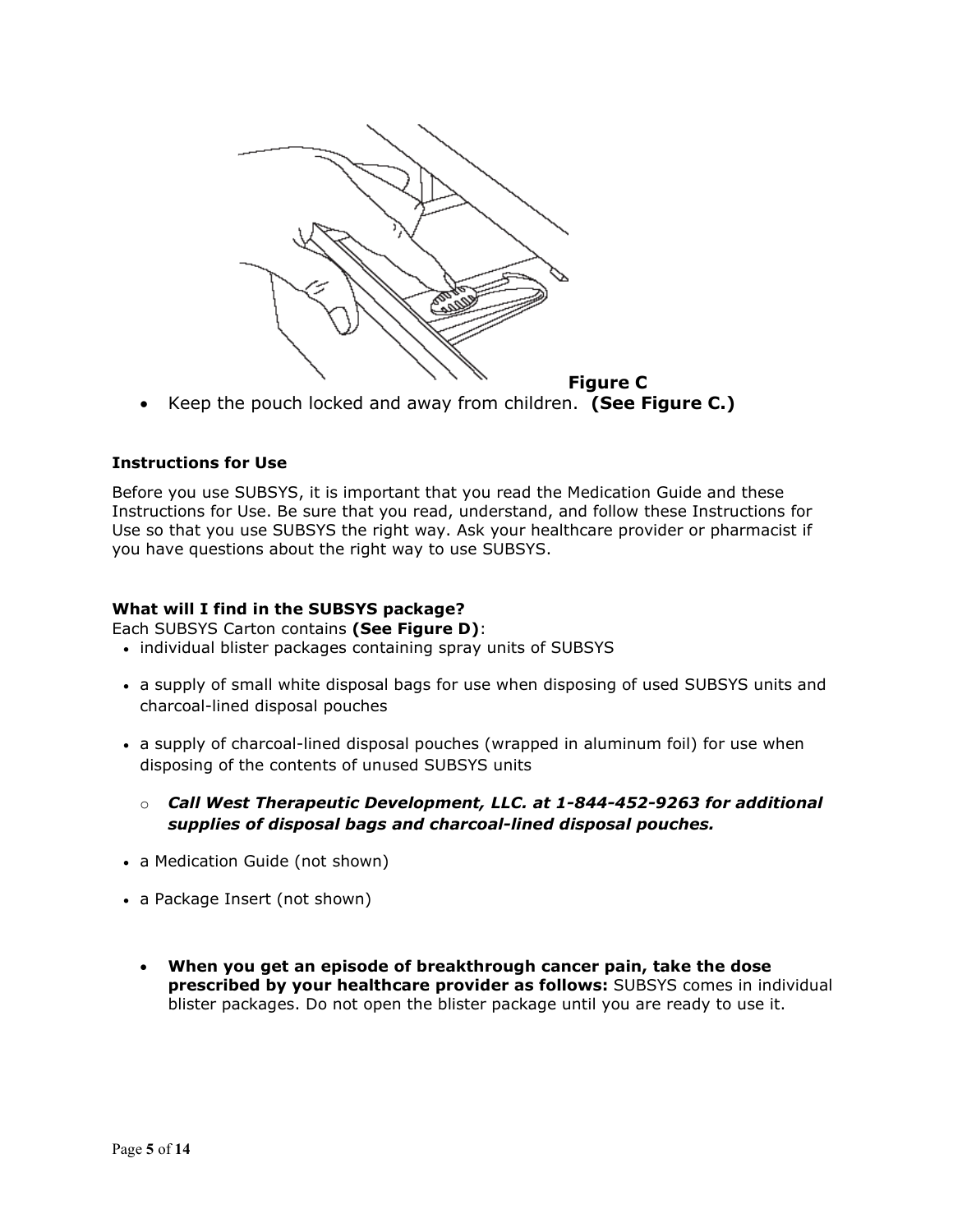**Figure C**

- Keep the pouch locked and away from children. **(See Figure C.)**

**Instructions for Use**

Before you use SUBSYS, it is important that you read the Medication Guide and these Instructions for Use. Be sure that you read, understand, and follow these Instructions for Use so that you use SUBSYS the right way. Ask your healthcare provider or pharmacist if you have questions about the right way to use SUBSYS.

**What will I find in the SUBSYS package?**

Each SUBSYS Carton contains **(See Figure D)**:

- individual blister packages containing spray units of SUBSYS
- a supply of small white disposal bags for use when disposing of used SUBSYS units and charcoal-lined disposal pouches
- a supply of charcoal-lined disposal pouches (wrapped in aluminum foil) for use when disposing of the contents of unused SUBSYS units
    - ***Call West Therapeutic Development, LLC. at 1-844-452-9263 for additional supplies of disposal bags and charcoal-lined disposal pouches.***
- a Medication Guide (not shown)
- a Package Insert (not shown)

- **When you get an episode of breakthrough cancer pain, take the dose prescribed by your healthcare provider as follows:** SUBSYS comes in individual blister packages. Do not open the blister package until you are ready to use it.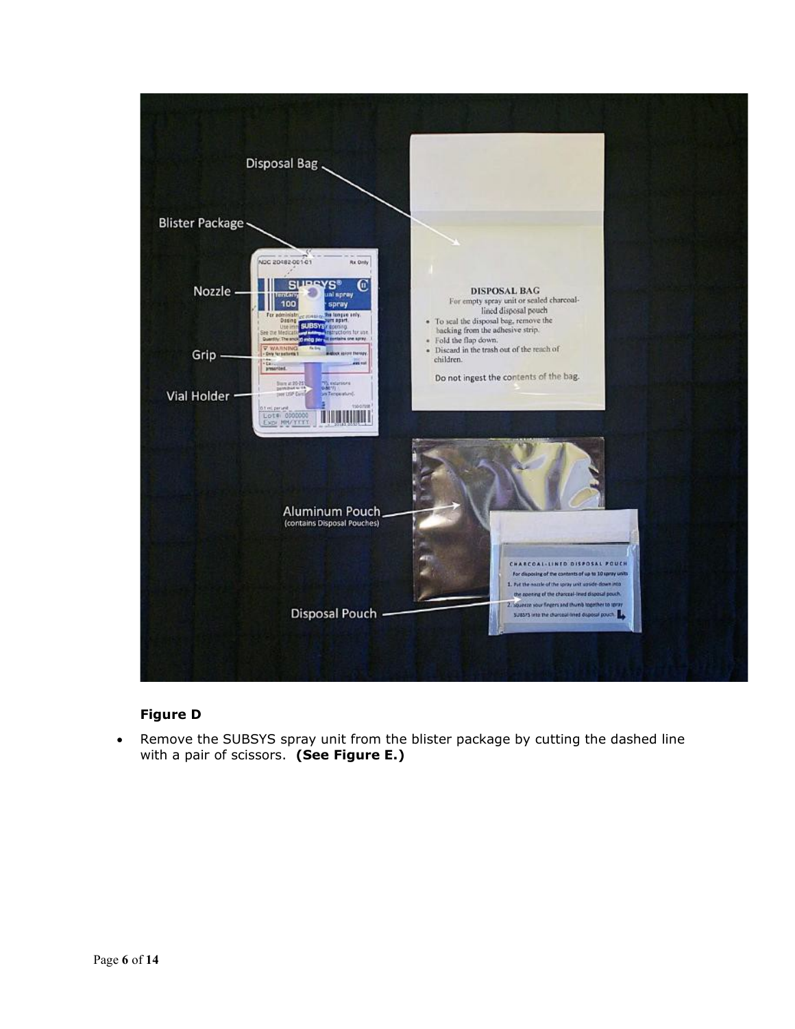**Figure D**

- Remove the SUBSYS spray unit from the blister package by cutting the dashed line with a pair of scissors. **(See Figure E.)**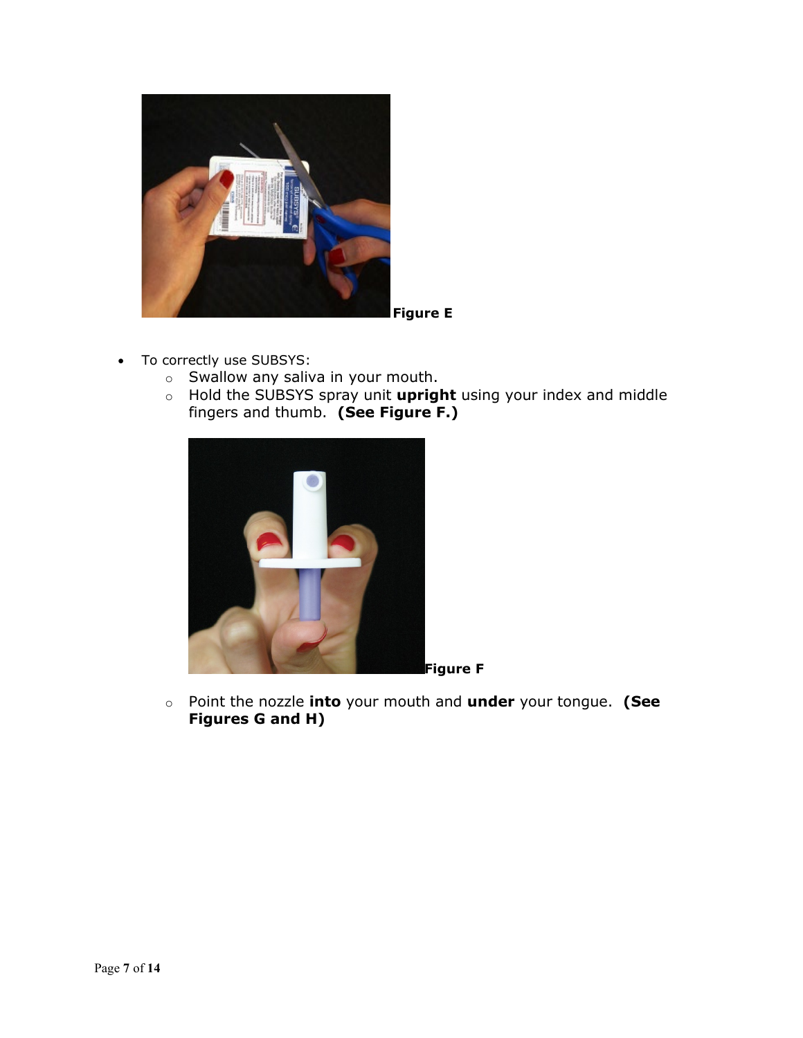Figure E

- To correctly use SUBSYS:
  - Swallow any saliva in your mouth.
  - Hold the SUBSYS spray unit **upright** using your index and middle fingers and thumb. **(See Figure F.)**

Figure F

  - Point the nozzle **into** your mouth and **under** your tongue. **(See Figures G and H)**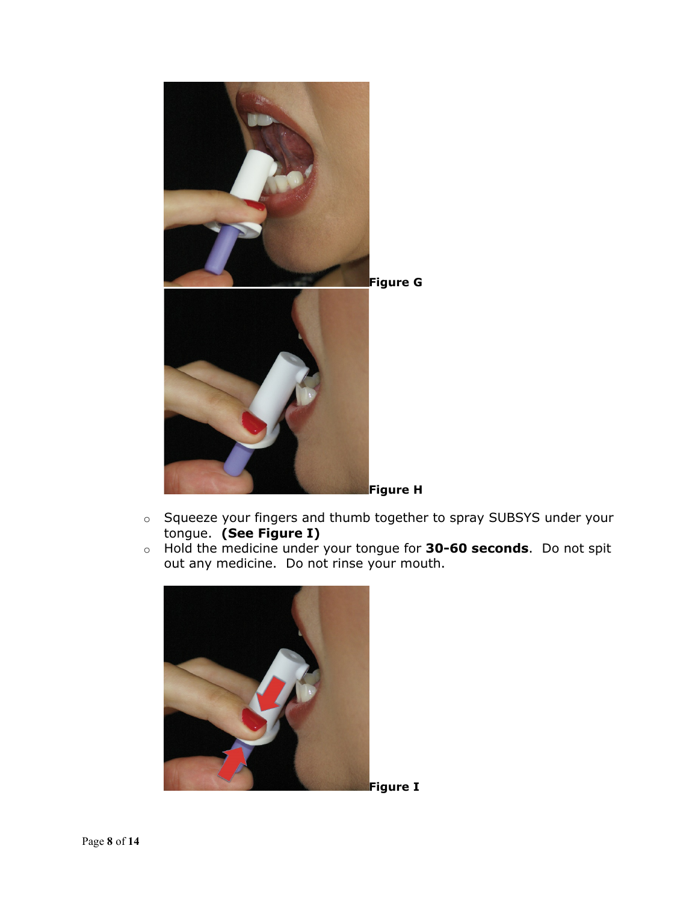Figure G

Figure H

- Squeeze your fingers and thumb together to spray SUBSYS under your tongue. **(See Figure I)**
- Hold the medicine under your tongue for **30-60 seconds**. Do not spit out any medicine. Do not rinse your mouth.

Figure I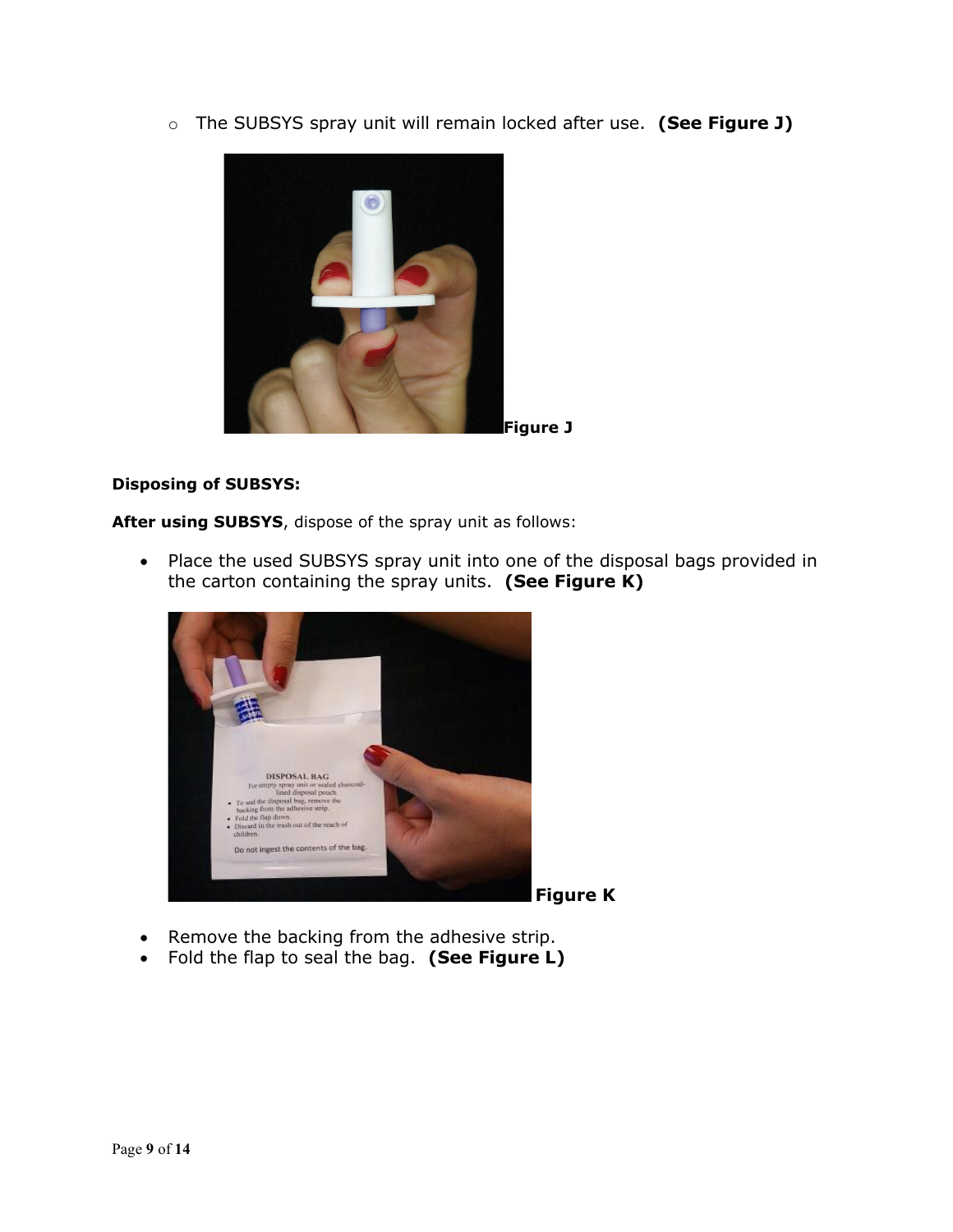- The SUBSYS spray unit will remain locked after use. **(See Figure J)**

**Figure J**

**Disposing of SUBSYS:**

**After using SUBSYS**, dispose of the spray unit as follows:

- Place the used SUBSYS spray unit into one of the disposal bags provided in the carton containing the spray units. **(See Figure K)**

**Figure K**

- Remove the backing from the adhesive strip.
- Fold the flap to seal the bag. **(See Figure L)**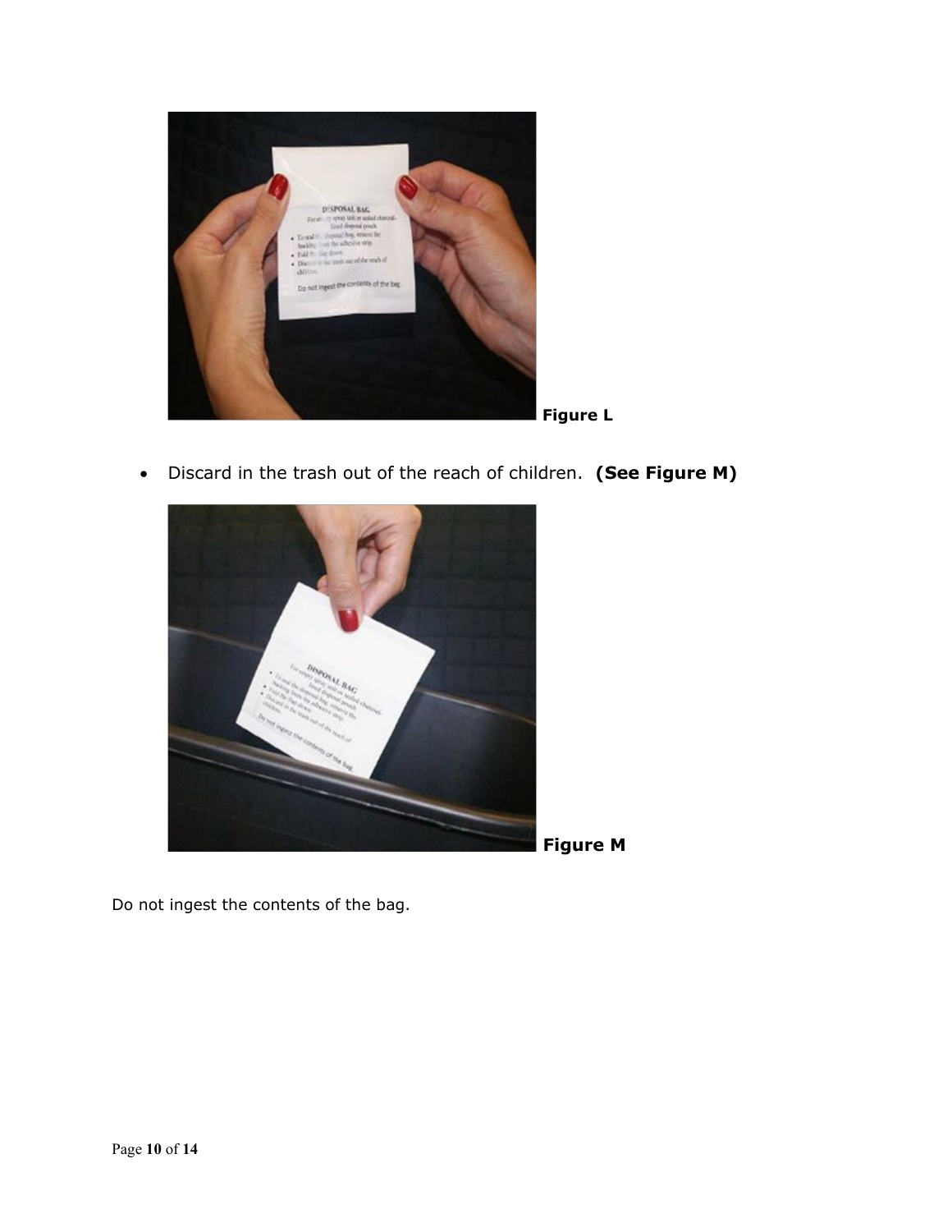Figure L

- Discard in the trash out of the reach of children. **(See Figure M)**

Figure M

Do not ingest the contents of the bag.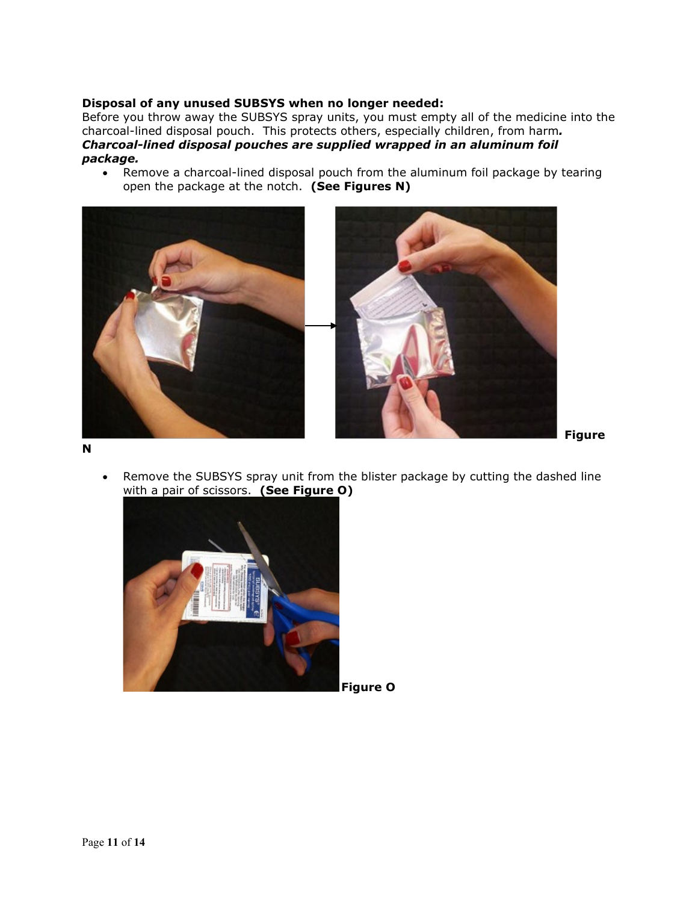**Disposal of any unused SUBSYS when no longer needed:**

Before you throw away the SUBSYS spray units, you must empty all of the medicine into the charcoal-lined disposal pouch. This protects others, especially children, from harm***.*** ***Charcoal-lined disposal pouches are supplied wrapped in an aluminum foil package.***

- Remove a charcoal-lined disposal pouch from the aluminum foil package by tearing open the package at the notch. **(See Figures N)**

**Figure N**

- Remove the SUBSYS spray unit from the blister package by cutting the dashed line with a pair of scissors. **(See Figure O)**

**Figure O**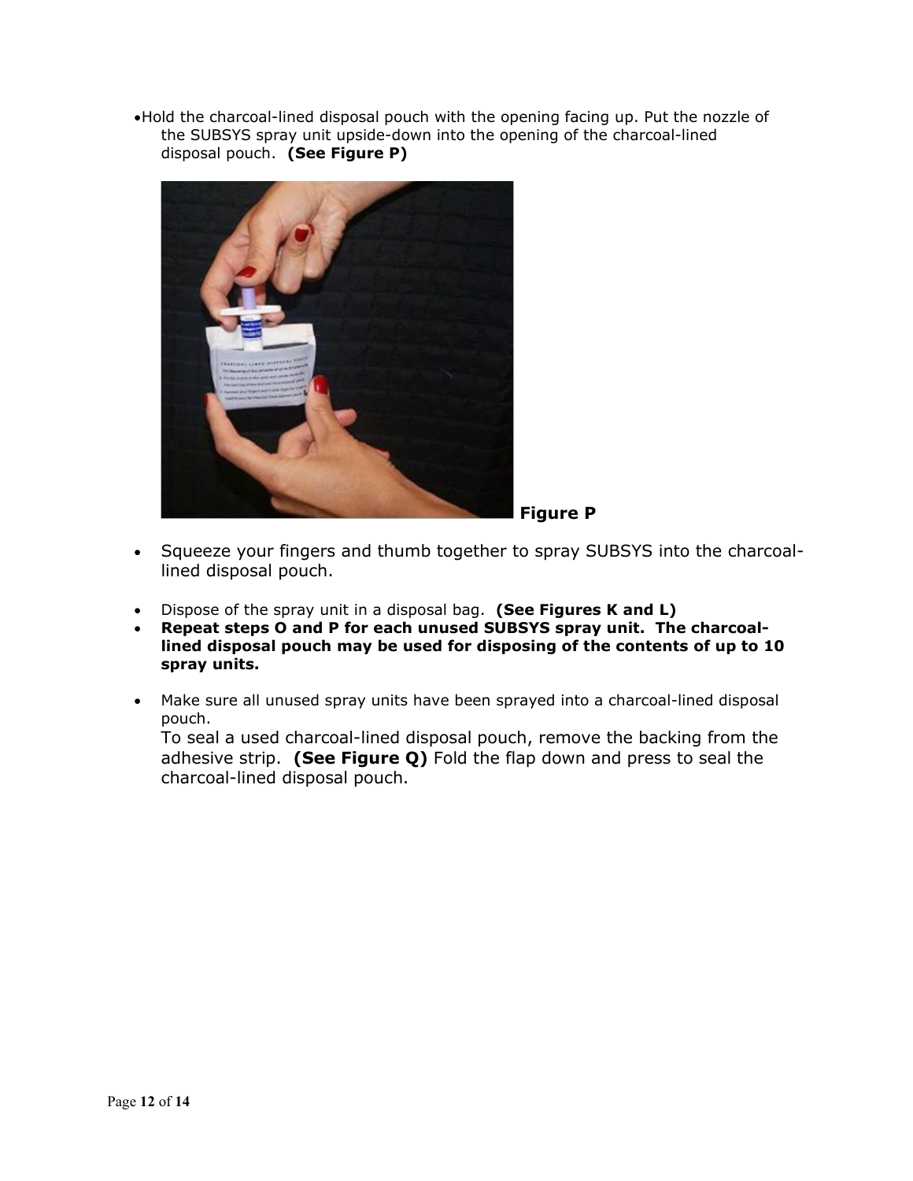- Hold the charcoal-lined disposal pouch with the opening facing up. Put the nozzle of the SUBSYS spray unit upside-down into the opening of the charcoal-lined disposal pouch. **(See Figure P)**

**Figure P**

- Squeeze your fingers and thumb together to spray SUBSYS into the charcoal-lined disposal pouch.
- Dispose of the spray unit in a disposal bag. **(See Figures K and L)**
- **Repeat steps O and P for each unused SUBSYS spray unit. The charcoal-lined disposal pouch may be used for disposing of the contents of up to 10 spray units.**
- Make sure all unused spray units have been sprayed into a charcoal-lined disposal pouch.
  To seal a used charcoal-lined disposal pouch, remove the backing from the adhesive strip. **(See Figure Q)** Fold the flap down and press to seal the charcoal-lined disposal pouch.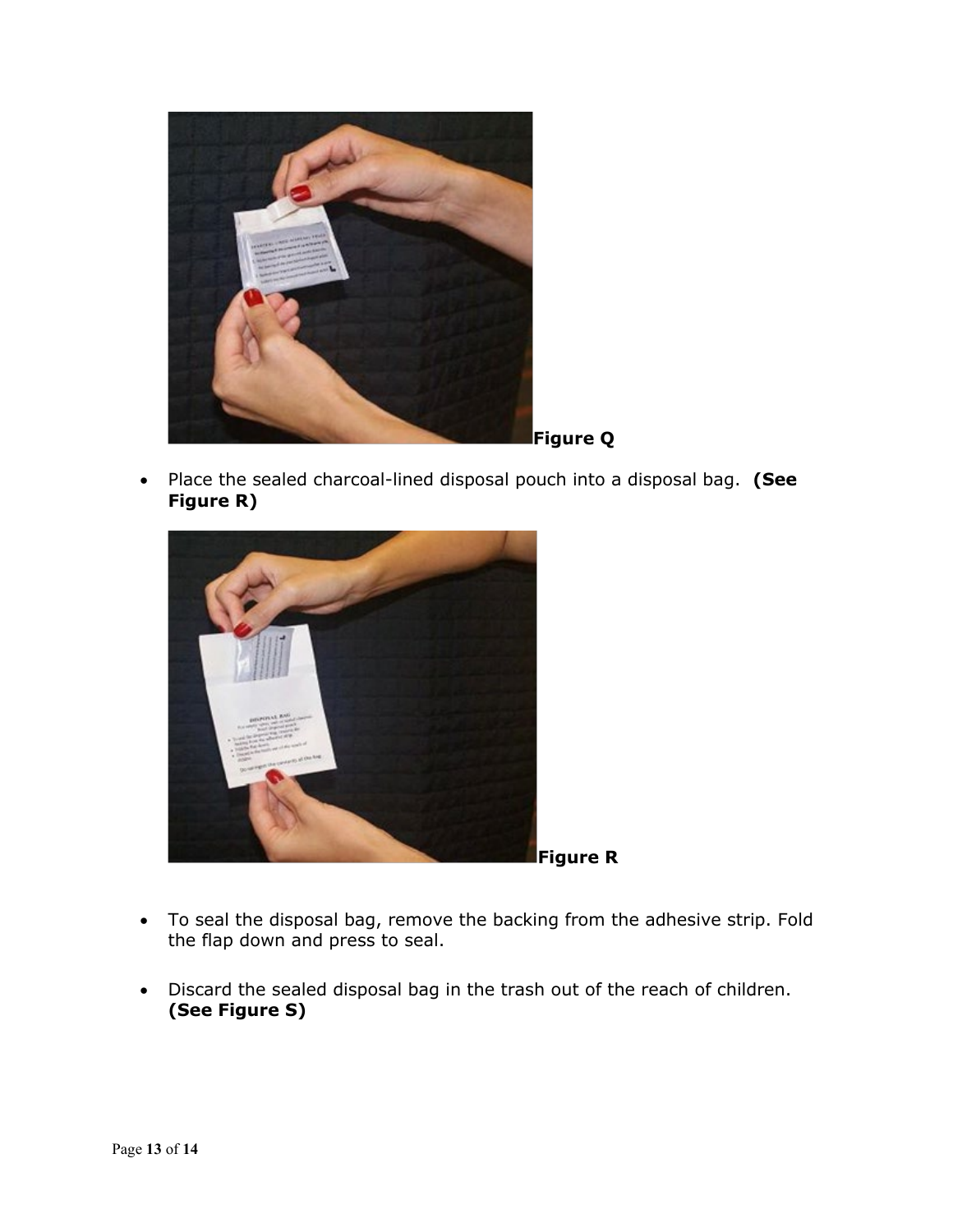Figure Q

- Place the sealed charcoal-lined disposal pouch into a disposal bag. **(See Figure R)**

Figure R

- To seal the disposal bag, remove the backing from the adhesive strip. Fold the flap down and press to seal.

- Discard the sealed disposal bag in the trash out of the reach of children. ***(See Figure S)***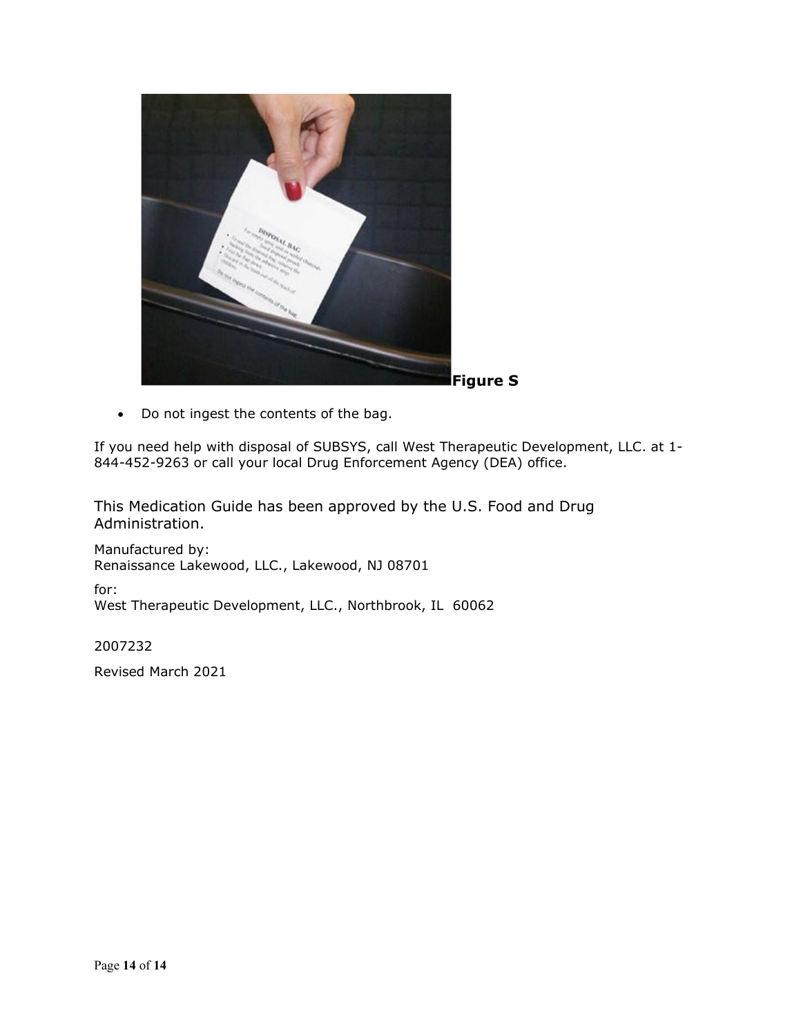**Figure S**

- Do not ingest the contents of the bag.

If you need help with disposal of SUBSYS, call West Therapeutic Development, LLC. at 1-844-452-9263 or call your local Drug Enforcement Agency (DEA) office.

This Medication Guide has been approved by the U.S. Food and Drug Administration.

Manufactured by:
Renaissance Lakewood, LLC., Lakewood, NJ 08701

for:
West Therapeutic Development, LLC., Northbrook, IL 60062

2007232

Revised March 2021